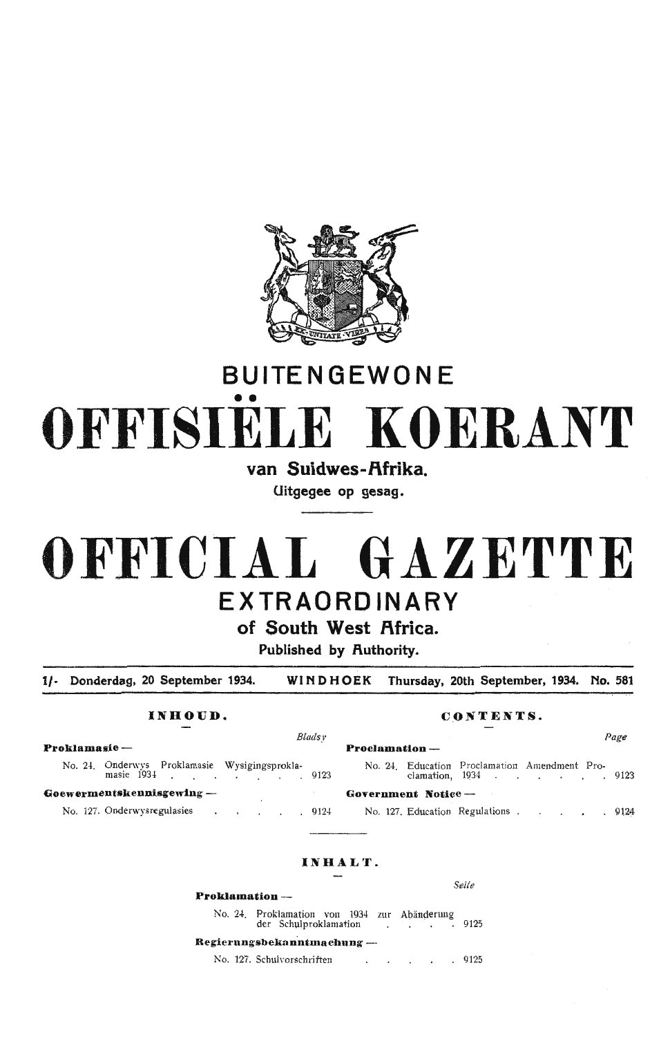# BUITENGEWONE

# OFFISIËLE KOERANT

**van Suidwes-Afrika.**

Uitgegee op gesag.

# OFFICIAL GAZETTE

# EXTRAORDINARY

**of South West Africa.**

**Published by Authority.**

**1/- Donderdag, 20 September 1934. WINDHOEK Thursday, 20th September, 1934. No. 581**

## INHOUD.

| | *Bladsy* |
|---|---|
| **Proklamasie —** | |
| No. 24. Onderwys Proklamasie Wysigingsproklamasie 1934 | 9123 |
| **Goewermentskennisgewing —** | |
| No. 127. Onderwysregulasies | 9124 |

## CONTENTS.

| | *Page* |
|---|---|
| **Proclamation —** | |
| No. 24. Education Proclamation Amendment Proclamation, 1934 | 9123 |
| **Government Notice —** | |
| No. 127. Education Regulations | 9124 |

## INHALT.

| | *Seite* |
|---|---|
| **Proklamation —** | |
| No. 24. Proklamation von 1934 zur Abänderung der Schulproklamation | 9125 |
| **Regierungsbekanntmachung —** | |
| No. 127. Schulvorschriften | 9125 |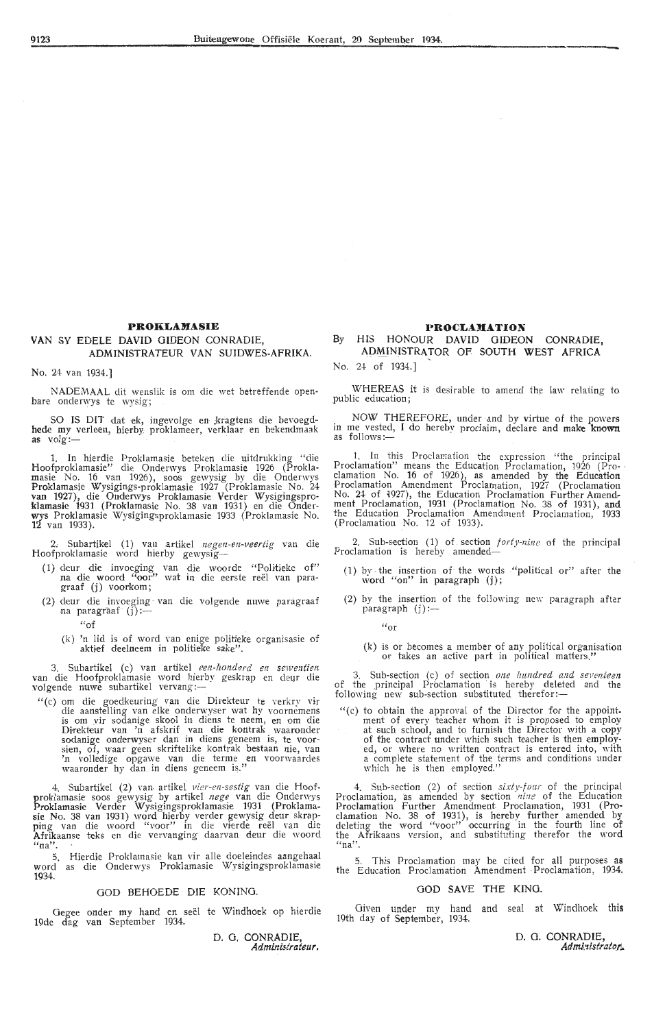## PROKLAMASIE

VAN SY EDELE DAVID GIDEON CONRADIE, ADMINISTRATEUR VAN SUIDWES-AFRIKA.

No. 24 van 1934.]

NADEMAAL dit wenslik is om die wet betreffende openbare onderwys te wysig;

SO IS DIT dat ek, ingevolge en kragtens die bevoegdhede my verleen, hierby proklameer, verklaar en bekendmaak as volg:—

1. In hierdie Proklamasie beteken die uitdrukking "die Hoofproklamasie" die Onderwys Proklamasie 1926 (Proklamasie No. 16 van 1926), soos gewysig by die Onderwys Proklamasie Wysigings-proklamasie 1927 (Proklamasie No. 24 van 1927), die Onderwys Proklamasie Verder Wysigingsproklamasie 1931 (Proklamasie No. 38 van 1931) en die Onderwys Proklamasie Wysigingsproklamasie 1933 (Proklamasie No. 12 van 1933).

2. Subartikel (1) van artikel *negen-en-veertig* van die Hoofproklamasie word hierby gewysig—

(1) deur die invoeging van die woorde "Politieke of" na die woord "oor" wat in die eerste reël van paragraaf (j) voorkom;

(2) deur die invoeging van die volgende nuwe paragraaf na paragraaf (j):—

"of

(k) 'n lid is of word van enige politieke organisasie of aktief deelneem in politieke sake".

3. Subartikel (c) van artikel *een-honderd en sewentien* van die Hoofproklamasie word hierby geskrap en deur die volgende nuwe subartikel vervang:—

"(c) om die goedkeuring van die Direkteur te verkry vir die aanstelling van elke onderwyser wat hy voornemens is om vir sodanige skool in diens te neem, en om die Direkteur van 'n afskrif van die kontrak waaronder sodanige onderwyser dan in diens geneem is, te voorsien, of, waar geen skriftelike kontrak bestaan nie, van 'n volledige opgawe van die terme en voorwaardes waaronder hy dan in diens geneem is."

4. Subartikel (2) van artikel *vier-en-sestig* van die Hoofproklamasie soos gewysig by artikel *nege* van die Onderwys Proklamasie Verder Wysigingsproklamasie 1931 (Proklamasie No. 38 van 1931) word hierby verder gewysig deur skrapping van die woord "voor" in die vierde reël van die Afrikaanse teks en die vervanging daarvan deur die woord "na".

5. Hierdie Proklamasie kan vir alle doeleindes aangehaal word as die Onderwys Proklamasie Wysigingsproklamasie 1934.

GOD BEHOEDE DIE KONING.

Gegee onder my hand en seël te Windhoek op hierdie 19de dag van September 1934.

D. G. CONRADIE,
*Administrateur.*

## PROCLAMATION

By HIS HONOUR DAVID GIDEON CONRADIE, ADMINISTRATOR OF SOUTH WEST AFRICA

No. 24 of 1934.]

WHEREAS it is desirable to amend the law relating to public education;

NOW THEREFORE, under and by virtue of the powers in me vested, I do hereby proclaim, declare and make known as follows:—

1. In this Proclamation the expression "the principal Proclamation" means the Education Proclamation, 1926 (Proclamation No. 16 of 1926), as amended by the Education Proclamation Amendment Proclamation, 1927 (Proclamation No. 24 of 1927), the Education Proclamation Further Amendment Proclamation, 1931 (Proclamation No. 38 of 1931), and the Education Proclamation Amendment Proclamation, 1933 (Proclamation No. 12 of 1933).

2. Sub-section (1) of section *forty-nine* of the principal Proclamation is hereby amended—

(1) by the insertion of the words "political or" after the word "on" in paragraph (j);

(2) by the insertion of the following new paragraph after paragraph (j):—

"or

(k) is or becomes a member of any political organisation or takes an active part in political matters."

3. Sub-section (c) of section *one hundred and seventeen* of the principal Proclamation is hereby deleted and the following new sub-section substituted therefor:—

"(c) to obtain the approval of the Director for the appointment of every teacher whom it is proposed to employ at such school, and to furnish the Director with a copy of the contract under which such teacher is then employed, or where no written contract is entered into, with a complete statement of the terms and conditions under which he is then employed."

4. Sub-section (2) of section *sixty-four* of the principal Proclamation, as amended by section *nine* of the Education Proclamation Further Amendment Proclamation, 1931 (Proclamation No. 38 of 1931), is hereby further amended by deleting the word "voor" occurring in the fourth line of the Afrikaans version, and substituting therefor the word "na".

5. This Proclamation may be cited for all purposes as the Education Proclamation Amendment Proclamation, 1934.

GOD SAVE THE KING.

Given under my hand and seal at Windhoek this 19th day of September, 1934.

D. G. CONRADIE,
*Administrator.*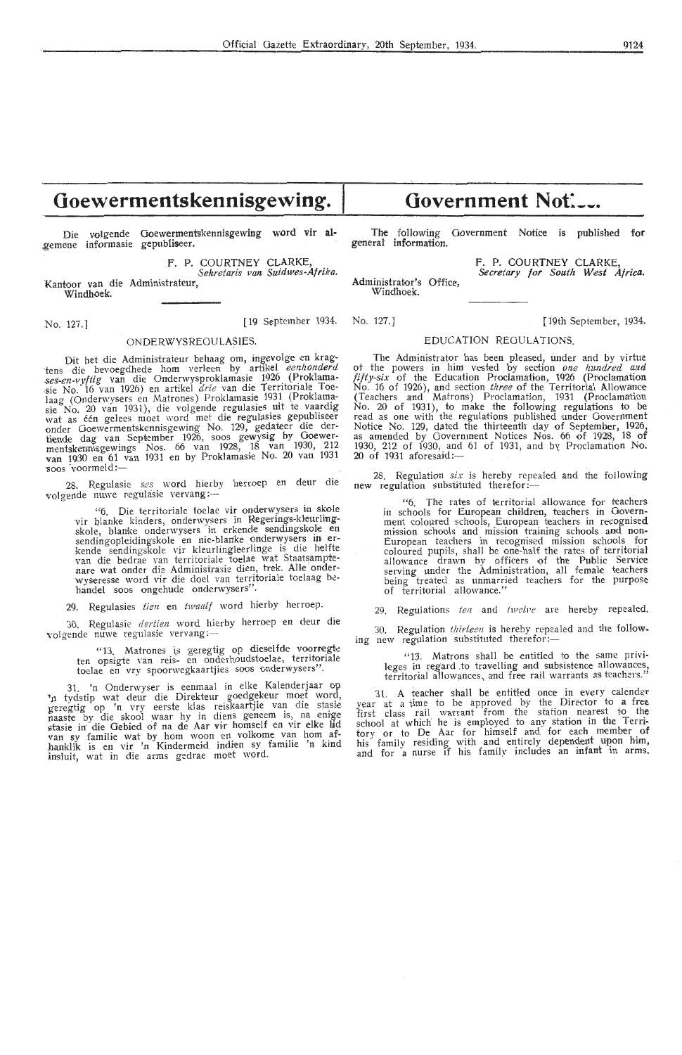# Goewermentskennisgewing.

Die volgende Goewermentskennisgewing word vir algemene informasie gepubliseer.

F. P. COURTNEY CLARKE,
*Sekretaris van Suidwes-Afrika.*

Kantoor van die Administrateur,
Windhoek.

No. 127.] [19 September 1934.

ONDERWYSREGULASIES.

Dit het die Administrateur behaag om, ingevolge en kragtens die bevoegdhede hom verleen by artikel *eenhonderd ses-en-vyftig* van die Onderwysproklamasie 1926 (Proklamasie No. 16 van 1926) en artikel *drie* van die Territoriale Toelaag (Onderwysers en Matrones) Proklamasie 1931 (Proklamasie No. 20 van 1931), die volgende regulasies uit te vaardig wat as één gelees moet word met die regulasies gepubliseer onder Goewermentskennisgewing No. 129, gedateer die dertiende dag van September 1926, soos gewysig by Goewermentskennisgewings Nos. 66 van 1928, 18 van 1930, 212 van 1930 en 61 van 1931 en by Proklamasie No. 20 van 1931 soos voormeld:—

28. Regulasie *ses* word hierby herroep en deur die volgende nuwe regulasie vervang:—

"6. Die territoriale toelae vir onderwysers in skole vir blanke kinders, onderwysers in Regerings-kleurlingskole, blanke onderwysers in erkende sendingskole en sendingopleidingskole en nie-blanke onderwysers in erkende sendingskole vir kleurlingleerlinge is die helfte van die bedrae van territoriale toelae wat Staatsamptenare wat onder die Administrasie dien, trek. Alle onderwyseresse word vir die doel van territoriale toelaag behandel soos ongehude onderwysers".

29. Regulasies *tien* en *twaalf* word hierby herroep.

30. Regulasie *dertien* word hierby herroep en deur die volgende nuwe regulasie vervang:—

"13. Matrones is geregtig op dieselfde voorregte ten opsigte van reis- en onderhoudstoelae, territoriale toelae en vry spoorwegkaartjies soos onderwysers".

31. 'n Onderwyser is eenmaal in elke Kalenderjaar op 'n tydstip wat deur die Direkteur goedgekeur moet word, geregtig op 'n vry eerste klas reiskaartjie van die stasie naaste by die skool waar hy in diens geneem is, na enige stasie in die Gebied of na de Aar vir homself en vir elke lid van sy familie wat by hom woon en volkome van hom afhanklik is en vir 'n Kindermeid indien sy familie 'n kind insluit, wat in die arms gedrae moet word.

# Government Notice.

The following Government Notice is published for general information.

F. P. COURTNEY CLARKE,
*Secretary for South West Africa.*

Administrator's Office,
Windhoek.

No. 127.] [19th September, 1934.

EDUCATION REGULATIONS.

The Administrator has been pleased, under and by virtue of the powers in him vested by section *one hundred and fifty-six* of the Education Proclamation, 1926 (Proclamation No. 16 of 1926), and section *three* of the Territorial Allowance (Teachers and Matrons) Proclamation, 1931 (Proclamation No. 20 of 1931), to make the following regulations to be read as one with the regulations published under Government Notice No. 129, dated the thirteenth day of September, 1926, as amended by Government Notices Nos. 66 of 1928, 18 of 1930, 212 of 1930, and 61 of 1931, and by Proclamation No. 20 of 1931 aforesaid:—

28. Regulation *six* is hereby repealed and the following new regulation substituted therefor:—

"6. The rates of territorial allowance for teachers in schools for European children, teachers in Government coloured schools, European teachers in recognised mission schools and mission training schools and non-European teachers in recognised mission schools for coloured pupils, shall be one-half the rates of territorial allowance drawn by officers of the Public Service serving under the Administration, all female teachers being treated as unmarried teachers for the purpose of territorial allowance."

29. Regulations *ten* and *twelve* are hereby repealed.

30. Regulation *thirteen* is hereby repealed and the following new regulation substituted therefor:—

"13. Matrons shall be entitled to the same privileges in regard to travelling and subsistence allowances, territorial allowances, and free rail warrants as teachers."

31. A teacher shall be entitled once in every calendar year at a time to be approved by the Director to a free first class rail warrant from the station nearest to the school at which he is employed to any station in the Territory or to De Aar for himself and for each member of his family residing with and entirely dependent upon him, and for a nurse if his family includes an infant in arms.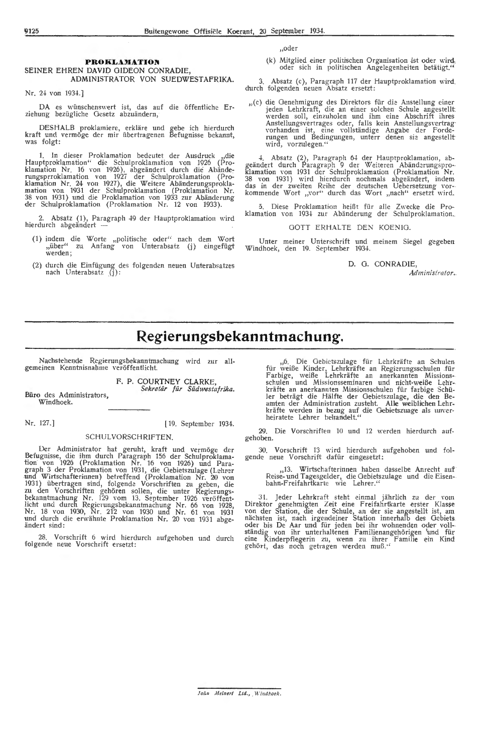**PROKLAMATION**

SEINER EHREN DAVID GIDEON CONRADIE,
ADMINISTRATOR VON SUEDWESTAFRIKA.

Nr. 24 von 1934.]

DA es wünschenswert ist, das auf die öffentliche Erziehung bezügliche Gesetz abzuändern,

DESHALB proklamiere, erkläre und gebe ich hierdurch kraft und vermöge der mir übertragenen Befugnisse bekannt, was folgt:

1. In dieser Proklamation bedeutet der Ausdruck „die Hauptproklamation“ die Schulproklamation von 1926 (Proklamation Nr. 16 von 1926), abgeändert durch die Abänderungsprroklamation von 1927 der Schulproklamation (Proklamation Nr. 24 von 1927), die Weitere Abänderungsproklamation von 1931 der Schulproklamation (Proklamation Nr. 38 von 1931) und die Proklamation von 1933 zur Abänderung der Schulproklamation (Proklamation Nr. 12 von 1933).

2. Absatz (1), Paragraph 49 der Hauptproklamation wird hierdurch abgeändert —

(1) indem die Worte „politische oder“ nach dem Wort „über“ zu Anfang von Unterabsatz (j) eingefügt werden;

(2) durch die Einfügung des folgenden neuen Unterabsatzes nach Unterabsatz (j):

„oder

(k) Mitglied einer politischen Organisation ist oder wird oder sich in politischen Angelegenheiten betätigt.“

3. Absatz (c), Paragraph 117 der Hauptproklamation wird durch folgenden neuen Absatz ersetzt:

„(c) die Genehmigung des Direktors für die Anstellung einer jeden Lehrkraft, die an einer solchen Schule angestellt werden soll, einzuholen und ihm eine Abschrift ihres Anstellungsvertrages oder, falls kein Anstellungsvertrag vorhanden ist, eine vollständige Angabe der Forderungen und Bedingungen, unterr denen sie angestellt wird, vorzulegen.“

4. Absatz (2), Paragraph 64 der Hauptproklamation, abgeändert durch Paragraph 9 der Weiteren Abänderungsproklamation von 1931 der Schulproklamation (Proklamation Nr. 38 von 1931) wird hierdurch nochmals abgeändert, indem das in der zweiten Reihe der deutschen Uebersetzung vorkommende Wort „vor“ durch das Wort „nach“ ersetzt wird.

5. Diese Proklamation heißt für alle Zwecke die Proklamation von 1934 zur Abänderung der Schulproklamation.

GOTT ERHALTE DEN KOENIG.

Unter meiner Unterschrift und meinem Siegel gegeben Windhoek, den 19. September 1934.

D. G. CONRADIE,
*Administrator.*

# Regierungsbekanntmachung.

Nachstehende Regierungsbekanntmachung wird zur allgemeinen Kenntnisnahme veröffentlicht.

F. P. COURTNEY CLARKE,
*Sekretär für Südwestafrika.*

Büro des Administrators,
Windhoek.

Nr. 127.] [19. September 1934.

SCHULVORSCHRIFTEN.

Der Administrator hat geruht, kraft und vermöge der Befugnisse, die ihm durch Paragraph 156 der Schulproklamation von 1926 (Proklamation Nr. 16 von 1926) und Paragraph 3 der Proklamation von 1931, die Gebietszulage (Lehrer und Wirtschafterinnen) betreffend (Proklamation Nr. 20 von 1931) übertragen sind, folgende Vorschriften zu geben, die zu den Vorschriften gehören sollen, die unter Regierungsbekanntmachung Nr. 129 vom 13. September 1926 veröffentlicht und durch Regierungsbekanntmachung Nr. 66 von 1928, Nr. 18 von 1930, Nr. 212 von 1930 und Nr. 61 von 1931 und durch die erwähnte Proklamation Nr. 20 von 1931 abgeändert sind:

28. Vorschrift 6 wird hierdurch aufgehoben und durch folgende neue Vorschrift ersetzt:

„6. Die Gebietszulage für Lehrkräfte an Schulen für weiße Kinder, Lehrkräfte an Regierungsschulen für Farbige, weiße Lehrkräfte an anerkannten Missionsschulen und Missionsseminaren und nicht-weiße Lehrkräfte an anerkannten Missionsschulen für farbige Schüler beträgt die Hälfte der Gebietszulage, die den Beamten der Administration zusteht. Alle weiblichen Lehrkräfte werden in bezug auf die Gebietszuage als unverheiratete Lehrer behandelt.“

29. Die Vorschriften 10 und 12 werden hierdurch aufgehoben.

30. Vorschrift 13 wird hierdurch aufgehoben und folgende neue Vorschrift dafür eingesetzt:

„13. Wirtschafterinnen haben dasselbe Anrecht auf Reise- und Tagesgelder, die Gebietszulage und die Eisenbahn-Freifahrtkarte wie Lehrer.“

31. Jeder Lehrkraft steht einmal jährlich zu der vom Direktor genehmigten Zeit eine Freifahrtkarte erster Klasse von der Station, die der Schule, an der sie angestellt ist, am nächsten ist, nach irgendeiner Station innerhalb des Gebiets oder bis De Aar und für jeden bei ihr wohnenden oder vollständig von ihr unterhaltenen Familienangehörigen und für eine Kinderpflegerin zu, wenn zu ihrer Familie ein Kind gehört, das noch getragen werden muß.“

*John Meinert Ltd., Windhoek.*